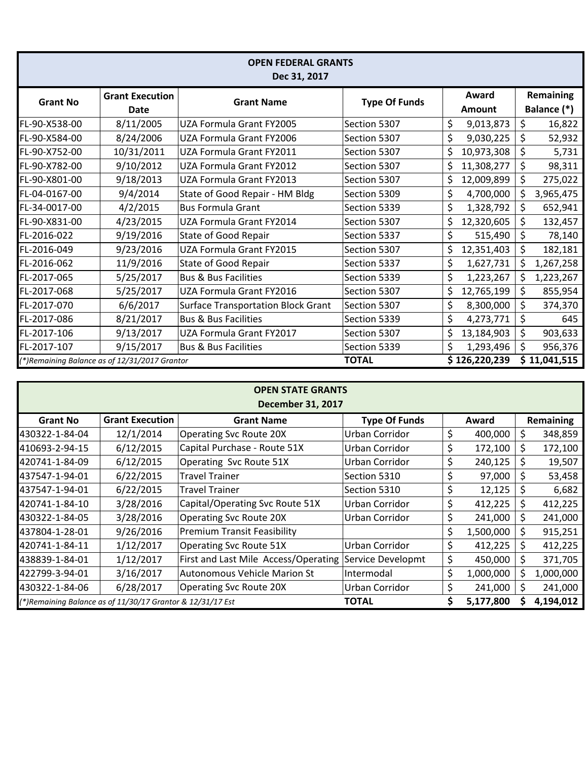## OPEN FEDERAL GRANTS
### Dec 31, 2017

| Grant No | Grant Execution Date | Grant Name | Type Of Funds | Award Amount | Remaining Balance (*) |
|---|---|---|---|---|---|
| FL-90-X538-00 | 8/11/2005 | UZA Formula Grant FY2005 | Section 5307 | $ 9,013,873 | $ 16,822 |
| FL-90-X584-00 | 8/24/2006 | UZA Formula Grant FY2006 | Section 5307 | $ 9,030,225 | $ 52,932 |
| FL-90-X752-00 | 10/31/2011 | UZA Formula Grant FY2011 | Section 5307 | $ 10,973,308 | $ 5,731 |
| FL-90-X782-00 | 9/10/2012 | UZA Formula Grant FY2012 | Section 5307 | $ 11,308,277 | $ 98,311 |
| FL-90-X801-00 | 9/18/2013 | UZA Formula Grant FY2013 | Section 5307 | $ 12,009,899 | $ 275,022 |
| FL-04-0167-00 | 9/4/2014 | State of Good Repair - HM Bldg | Section 5309 | $ 4,700,000 | $ 3,965,475 |
| FL-34-0017-00 | 4/2/2015 | Bus Formula Grant | Section 5339 | $ 1,328,792 | $ 652,941 |
| FL-90-X831-00 | 4/23/2015 | UZA Formula Grant FY2014 | Section 5307 | $ 12,320,605 | $ 132,457 |
| FL-2016-022 | 9/19/2016 | State of Good Repair | Section 5337 | $ 515,490 | $ 78,140 |
| FL-2016-049 | 9/23/2016 | UZA Formula Grant FY2015 | Section 5307 | $ 12,351,403 | $ 182,181 |
| FL-2016-062 | 11/9/2016 | State of Good Repair | Section 5337 | $ 1,627,731 | $ 1,267,258 |
| FL-2017-065 | 5/25/2017 | Bus & Bus Facilities | Section 5339 | $ 1,223,267 | $ 1,223,267 |
| FL-2017-068 | 5/25/2017 | UZA Formula Grant FY2016 | Section 5307 | $ 12,765,199 | $ 855,954 |
| FL-2017-070 | 6/6/2017 | Surface Transportation Block Grant | Section 5307 | $ 8,300,000 | $ 374,370 |
| FL-2017-086 | 8/21/2017 | Bus & Bus Facilities | Section 5339 | $ 4,273,771 | $ 645 |
| FL-2017-106 | 9/13/2017 | UZA Formula Grant FY2017 | Section 5307 | $ 13,184,903 | $ 903,633 |
| FL-2017-107 | 9/15/2017 | Bus & Bus Facilities | Section 5339 | $ 1,293,496 | $ 956,376 |
| *(\*)Remaining Balance as of 12/31/2017 Grantor* | | | **TOTAL** | **$ 126,220,239** | **$ 11,041,515** |

## OPEN STATE GRANTS
### December 31, 2017

| Grant No | Grant Execution | Grant Name | Type Of Funds | Award | Remaining |
|---|---|---|---|---|---|
| 430322-1-84-04 | 12/1/2014 | Operating Svc Route 20X | Urban Corridor | $ 400,000 | $ 348,859 |
| 410693-2-94-15 | 6/12/2015 | Capital Purchase - Route 51X | Urban Corridor | $ 172,100 | $ 172,100 |
| 420741-1-84-09 | 6/12/2015 | Operating Svc Route 51X | Urban Corridor | $ 240,125 | $ 19,507 |
| 437547-1-94-01 | 6/22/2015 | Travel Trainer | Section 5310 | $ 97,000 | $ 53,458 |
| 437547-1-94-01 | 6/22/2015 | Travel Trainer | Section 5310 | $ 12,125 | $ 6,682 |
| 420741-1-84-10 | 3/28/2016 | Capital/Operating Svc Route 51X | Urban Corridor | $ 412,225 | $ 412,225 |
| 430322-1-84-05 | 3/28/2016 | Operating Svc Route 20X | Urban Corridor | $ 241,000 | $ 241,000 |
| 437804-1-28-01 | 9/26/2016 | Premium Transit Feasibility | | $ 1,500,000 | $ 915,251 |
| 420741-1-84-11 | 1/12/2017 | Operating Svc Route 51X | Urban Corridor | $ 412,225 | $ 412,225 |
| 438839-1-84-01 | 1/12/2017 | First and Last Mile Access/Operating | Service Developmt | $ 450,000 | $ 371,705 |
| 422799-3-94-01 | 3/16/2017 | Autonomous Vehicle Marion St | Intermodal | $ 1,000,000 | $ 1,000,000 |
| 430322-1-84-06 | 6/28/2017 | Operating Svc Route 20X | Urban Corridor | $ 241,000 | $ 241,000 |
| *(\*)Remaining Balance as of 11/30/17 Grantor & 12/31/17 Est* | | | **TOTAL** | **$ 5,177,800** | **$ 4,194,012** |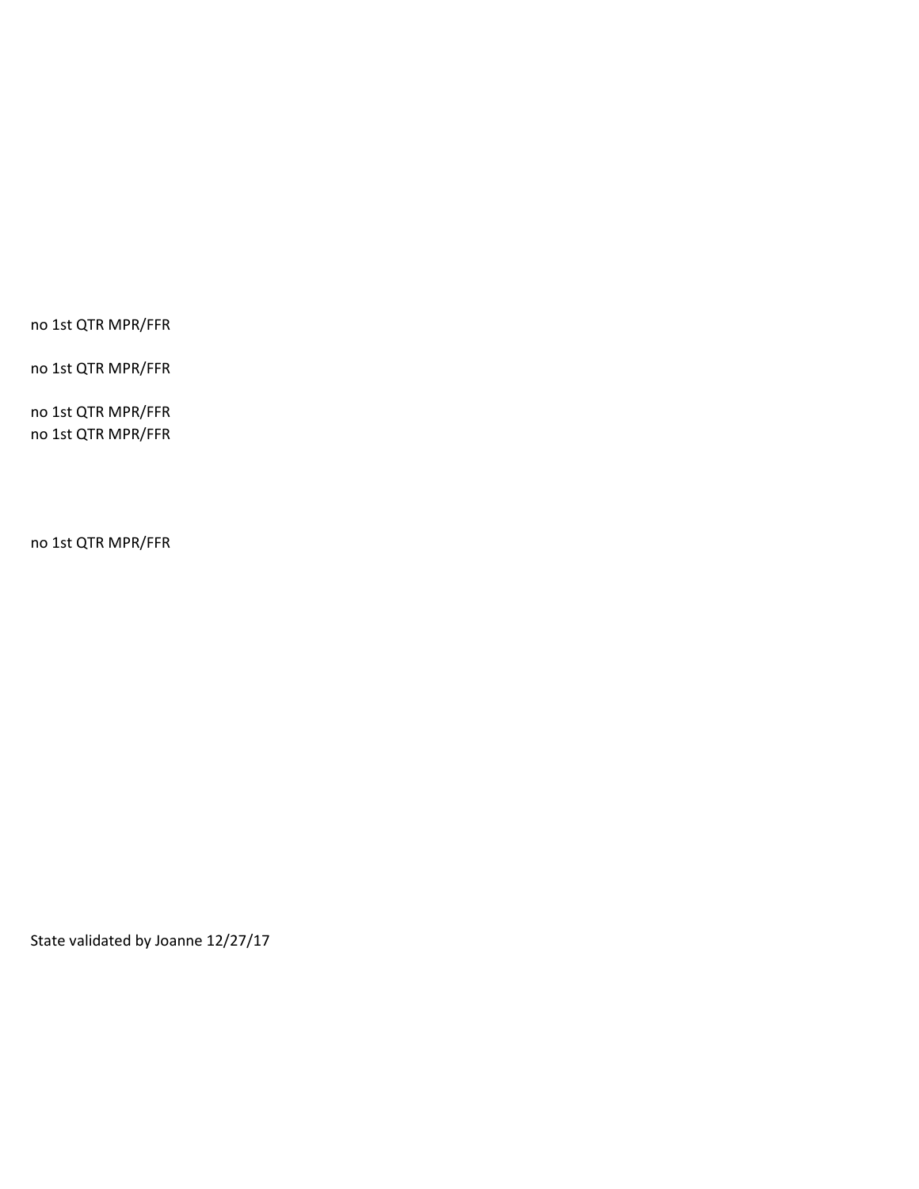no 1st QTR MPR/FFR

no 1st QTR MPR/FFR

no 1st QTR MPR/FFR
no 1st QTR MPR/FFR

no 1st QTR MPR/FFR

State validated by Joanne 12/27/17